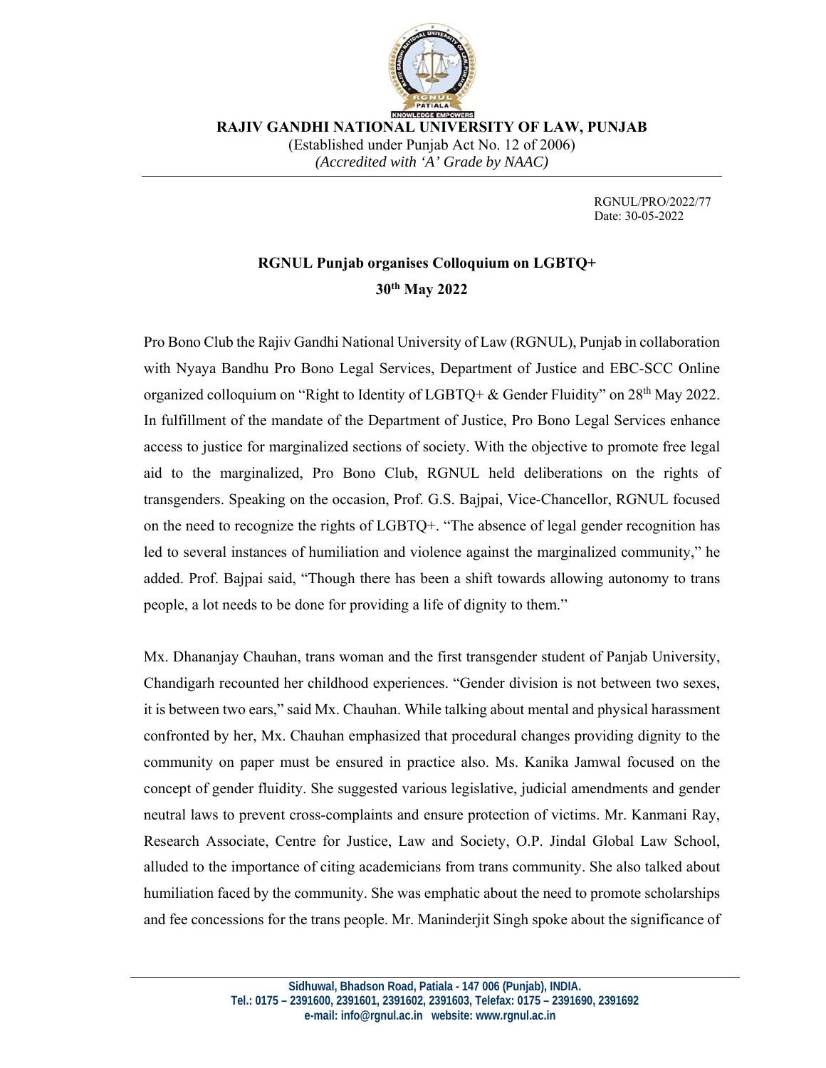**RAJIV GANDHI NATIONAL UNIVERSITY OF LAW, PUNJAB**

(Established under Punjab Act No. 12 of 2006)

*(Accredited with 'A' Grade by NAAC)*

RGNUL/PRO/2022/77
Date: 30-05-2022

## RGNUL Punjab organises Colloquium on LGBTQ+

**30th May 2022**

Pro Bono Club the Rajiv Gandhi National University of Law (RGNUL), Punjab in collaboration with Nyaya Bandhu Pro Bono Legal Services, Department of Justice and EBC-SCC Online organized colloquium on "Right to Identity of LGBTQ+ & Gender Fluidity" on 28th May 2022. In fulfillment of the mandate of the Department of Justice, Pro Bono Legal Services enhance access to justice for marginalized sections of society. With the objective to promote free legal aid to the marginalized, Pro Bono Club, RGNUL held deliberations on the rights of transgenders. Speaking on the occasion, Prof. G.S. Bajpai, Vice-Chancellor, RGNUL focused on the need to recognize the rights of LGBTQ+. "The absence of legal gender recognition has led to several instances of humiliation and violence against the marginalized community," he added. Prof. Bajpai said, "Though there has been a shift towards allowing autonomy to trans people, a lot needs to be done for providing a life of dignity to them."

Mx. Dhananjay Chauhan, trans woman and the first transgender student of Panjab University, Chandigarh recounted her childhood experiences. "Gender division is not between two sexes, it is between two ears," said Mx. Chauhan. While talking about mental and physical harassment confronted by her, Mx. Chauhan emphasized that procedural changes providing dignity to the community on paper must be ensured in practice also. Ms. Kanika Jamwal focused on the concept of gender fluidity. She suggested various legislative, judicial amendments and gender neutral laws to prevent cross-complaints and ensure protection of victims. Mr. Kanmani Ray, Research Associate, Centre for Justice, Law and Society, O.P. Jindal Global Law School, alluded to the importance of citing academicians from trans community. She also talked about humiliation faced by the community. She was emphatic about the need to promote scholarships and fee concessions for the trans people. Mr. Maninderjit Singh spoke about the significance of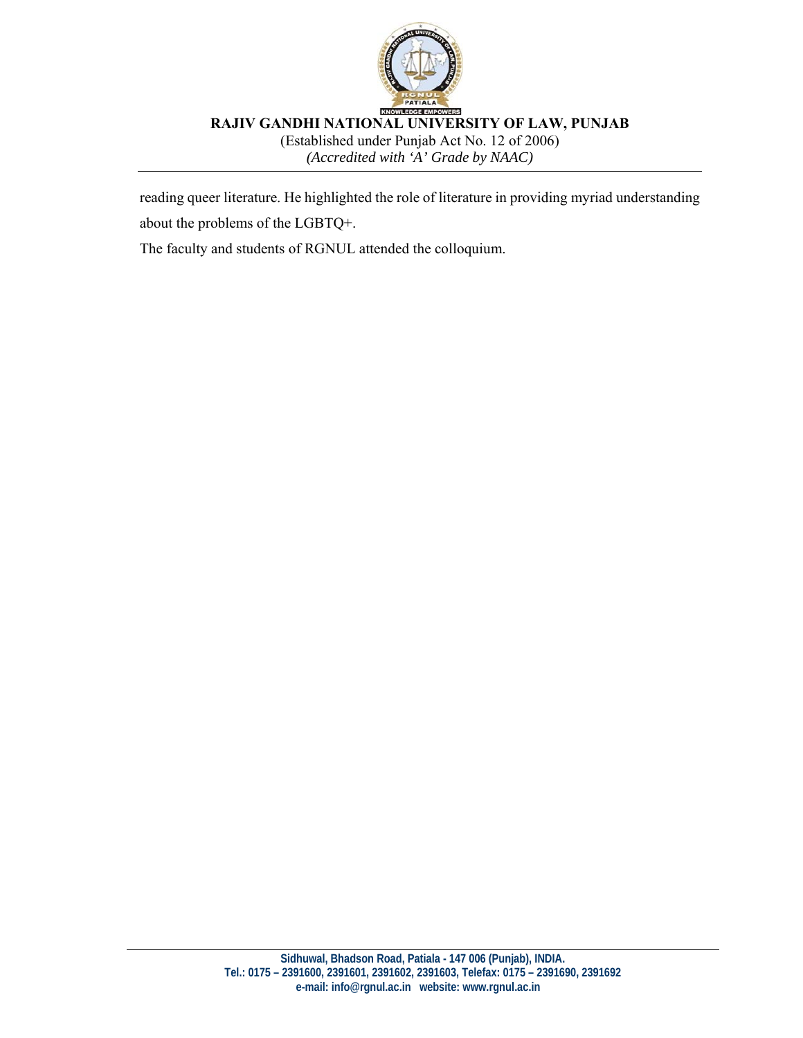reading queer literature. He highlighted the role of literature in providing myriad understanding about the problems of the LGBTQ+.

The faculty and students of RGNUL attended the colloquium.